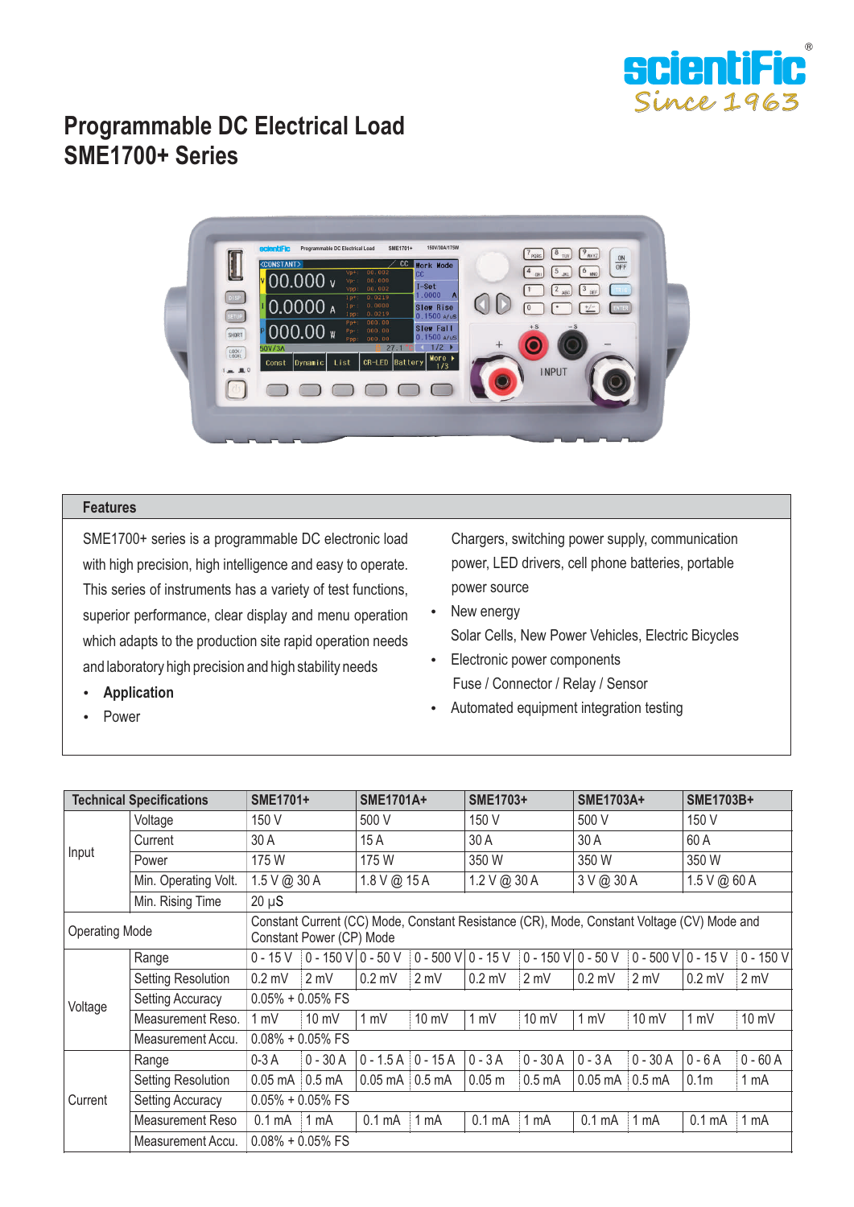# Programmable DC Electrical Load
# SME1700+ Series

## Features

SME1700+ series is a programmable DC electronic load with high precision, high intelligence and easy to operate. This series of instruments has a variety of test functions, superior performance, clear display and menu operation which adapts to the production site rapid operation needs and laboratory high precision and high stability needs

- **Application**
- Power

  Chargers, switching power supply, communication power, LED drivers, cell phone batteries, portable power source
- New energy

  Solar Cells, New Power Vehicles, Electric Bicycles
- Electronic power components

  Fuse / Connector / Relay / Sensor
- Automated equipment integration testing

| Technical Specifications | | SME1701+ | | SME1701A+ | | SME1703+ | | SME1703A+ | | SME1703B+ | |
|---|---|---|---|---|---|---|---|---|---|---|---|
| Input | Voltage | 150 V | | 500 V | | 150 V | | 500 V | | 150 V | |
| | Current | 30 A | | 15 A | | 30 A | | 30 A | | 60 A | |
| | Power | 175 W | | 175 W | | 350 W | | 350 W | | 350 W | |
| | Min. Operating Volt. | 1.5 V @ 30 A | | 1.8 V @ 15 A | | 1.2 V @ 30 A | | 3 V @ 30 A | | 1.5 V @ 60 A | |
| | Min. Rising Time | 20 µS | | | | | | | | | |
| Operating Mode | | Constant Current (CC) Mode, Constant Resistance (CR), Mode, Constant Voltage (CV) Mode and Constant Power (CP) Mode | | | | | | | | | |
| Voltage | Range | 0 - 15 V | 0 - 150 V | 0 - 50 V | 0 - 500 V | 0 - 15 V | 0 - 150 V | 0 - 50 V | 0 - 500 V | 0 - 15 V | 0 - 150 V |
| | Setting Resolution | 0.2 mV | 2 mV | 0.2 mV | 2 mV | 0.2 mV | 2 mV | 0.2 mV | 2 mV | 0.2 mV | 2 mV |
| | Setting Accuracy | 0.05% + 0.05% FS | | | | | | | | | |
| | Measurement Reso. | 1 mV | 10 mV | 1 mV | 10 mV | 1 mV | 10 mV | 1 mV | 10 mV | 1 mV | 10 mV |
| | Measurement Accu. | 0.08% + 0.05% FS | | | | | | | | | |
| Current | Range | 0-3 A | 0 - 30 A | 0 - 1.5 A | 0 - 15 A | 0 - 3 A | 0 - 30 A | 0 - 3 A | 0 - 30 A | 0 - 6 A | 0 - 60 A |
| | Setting Resolution | 0.05 mA | 0.5 mA | 0.05 mA | 0.5 mA | 0.05 m | 0.5 mA | 0.05 mA | 0.5 mA | 0.1m | 1 mA |
| | Setting Accuracy | 0.05% + 0.05% FS | | | | | | | | | |
| | Measurement Reso | 0.1 mA | 1 mA | 0.1 mA | 1 mA | 0.1 mA | 1 mA | 0.1 mA | 1 mA | 0.1 mA | 1 mA |
| | Measurement Accu. | 0.08% + 0.05% FS | | | | | | | | | |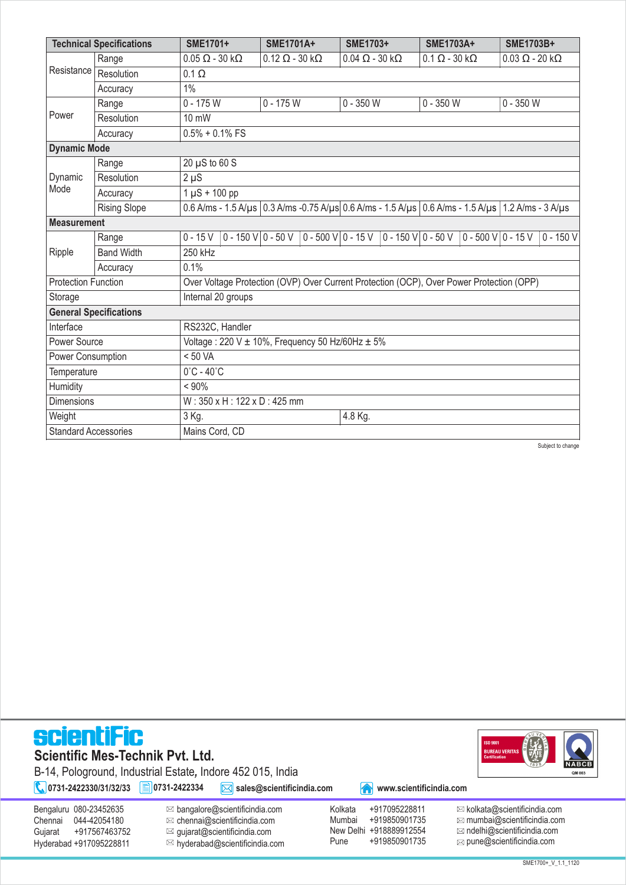| Technical Specifications | | SME1701+ | SME1701A+ | SME1703+ | SME1703A+ | SME1703B+ |
|---|---|---|---|---|---|---|
| Resistance | Range | 0.05 Ω - 30 kΩ | 0.12 Ω - 30 kΩ | 0.04 Ω - 30 kΩ | 0.1 Ω - 30 kΩ | 0.03 Ω - 20 kΩ |
| | Resolution | 0.1 Ω | | | | |
| | Accuracy | 1% | | | | |
| Power | Range | 0 - 175 W | 0 - 175 W | 0 - 350 W | 0 - 350 W | 0 - 350 W |
| | Resolution | 10 mW | | | | |
| | Accuracy | 0.5% + 0.1% FS | | | | |
| **Dynamic Mode** | | | | | | |
| Dynamic Mode | Range | 20 µS to 60 S | | | | |
| | Resolution | 2 µS | | | | |
| | Accuracy | 1 µS + 100 pp | | | | |
| | Rising Slope | 0.6 A/ms - 1.5 A/µs | 0.3 A/ms -0.75 A/µs | 0.6 A/ms - 1.5 A/µs | 0.6 A/ms - 1.5 A/µs | 1.2 A/ms - 3 A/µs |
| **Measurement** | | | | | | |
| Ripple | Range | 0 - 15 V / 0 - 150 V | 0 - 50 V / 0 - 500 V | 0 - 15 V / 0 - 150 V | 0 - 50 V / 0 - 500 V | 0 - 15 V / 0 - 150 V |
| | Band Width | 250 kHz | | | | |
| | Accuracy | 0.1% | | | | |
| Protection Function | | Over Voltage Protection (OVP) Over Current Protection (OCP), Over Power Protection (OPP) | | | | |
| Storage | | Internal 20 groups | | | | |
| **General Specifications** | | | | | | |
| Interface | | RS232C, Handler | | | | |
| Power Source | | Voltage : 220 V ± 10%, Frequency 50 Hz/60Hz ± 5% | | | | |
| Power Consumption | | < 50 VA | | | | |
| Temperature | | 0˚C - 40˚C | | | | |
| Humidity | | < 90% | | | | |
| Dimensions | | W : 350 x H : 122 x D : 425 mm | | | | |
| Weight | | 3 Kg. | | 4.8 Kg. | | |
| Standard Accessories | | Mains Cord, CD | | | | |

Subject to change

**scientiFic**

**Scientific Mes-Technik Pvt. Ltd.**

B-14, Pologround, Industrial Estate, Indore 452 015, India

0731-2422330/31/32/33 | 0731-2422334 | sales@scientificindia.com | www.scientificindia.com

Bengaluru 080-23452635 — bangalore@scientificindia.com
Chennai 044-42054180 — chennai@scientificindia.com
Gujarat +917567463752 — gujarat@scientificindia.com
Hyderabad +917095228811 — hyderabad@scientificindia.com
Kolkata +917095228811 — kolkata@scientificindia.com
Mumbai +919850901735 — mumbai@scientificindia.com
New Delhi +918889912554 — ndelhi@scientificindia.com
Pune +919850901735 — pune@scientificindia.com

SME1700+_V_1.1_1120